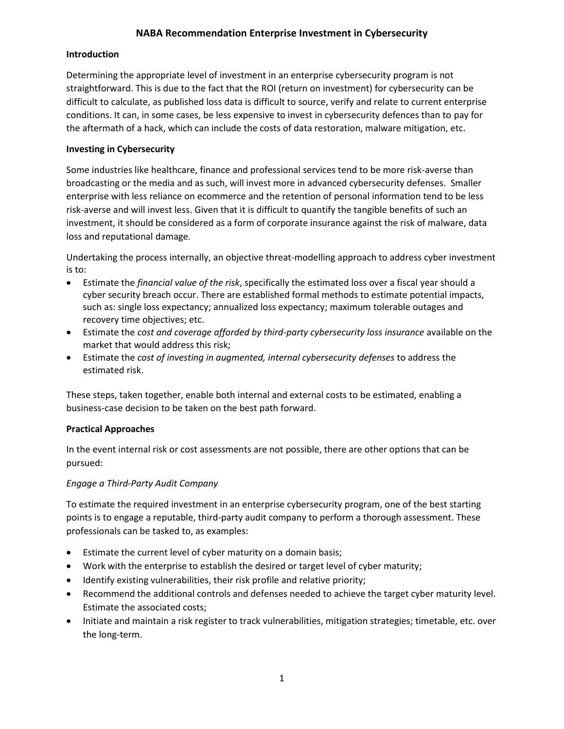# NABA Recommendation Enterprise Investment in Cybersecurity

## Introduction

Determining the appropriate level of investment in an enterprise cybersecurity program is not straightforward. This is due to the fact that the ROI (return on investment) for cybersecurity can be difficult to calculate, as published loss data is difficult to source, verify and relate to current enterprise conditions. It can, in some cases, be less expensive to invest in cybersecurity defences than to pay for the aftermath of a hack, which can include the costs of data restoration, malware mitigation, etc.

## Investing in Cybersecurity

Some industries like healthcare, finance and professional services tend to be more risk-averse than broadcasting or the media and as such, will invest more in advanced cybersecurity defenses. Smaller enterprise with less reliance on ecommerce and the retention of personal information tend to be less risk-averse and will invest less. Given that it is difficult to quantify the tangible benefits of such an investment, it should be considered as a form of corporate insurance against the risk of malware, data loss and reputational damage.

Undertaking the process internally, an objective threat-modelling approach to address cyber investment is to:

- Estimate the *financial value of the risk*, specifically the estimated loss over a fiscal year should a cyber security breach occur. There are established formal methods to estimate potential impacts, such as: single loss expectancy; annualized loss expectancy; maximum tolerable outages and recovery time objectives; etc.
- Estimate the *cost and coverage afforded by third-party cybersecurity loss insurance* available on the market that would address this risk;
- Estimate the *cost of investing in augmented, internal cybersecurity defenses* to address the estimated risk.

These steps, taken together, enable both internal and external costs to be estimated, enabling a business-case decision to be taken on the best path forward.

## Practical Approaches

In the event internal risk or cost assessments are not possible, there are other options that can be pursued:

### *Engage a Third-Party Audit Company*

To estimate the required investment in an enterprise cybersecurity program, one of the best starting points is to engage a reputable, third-party audit company to perform a thorough assessment. These professionals can be tasked to, as examples:

- Estimate the current level of cyber maturity on a domain basis;
- Work with the enterprise to establish the desired or target level of cyber maturity;
- Identify existing vulnerabilities, their risk profile and relative priority;
- Recommend the additional controls and defenses needed to achieve the target cyber maturity level. Estimate the associated costs;
- Initiate and maintain a risk register to track vulnerabilities, mitigation strategies; timetable, etc. over the long-term.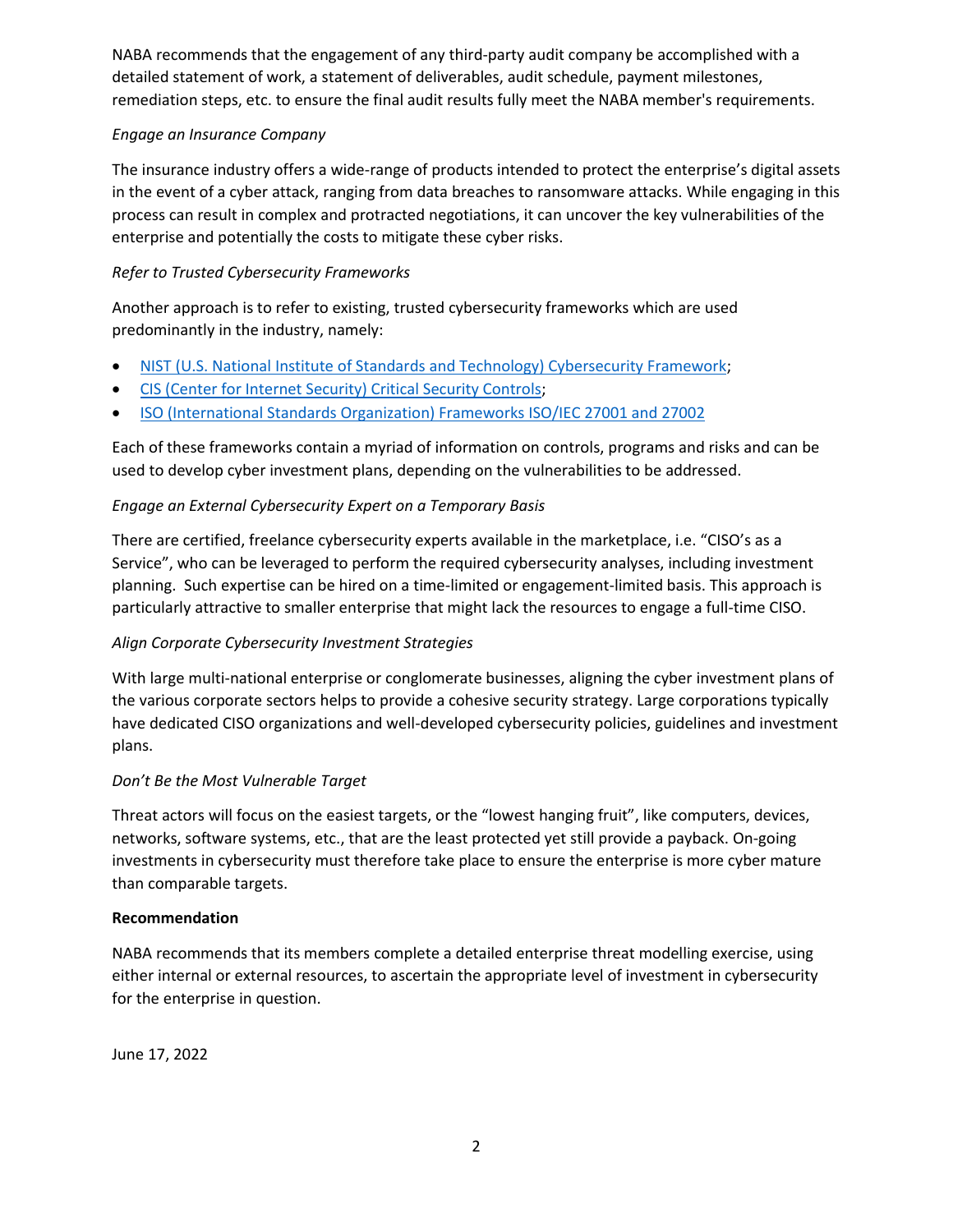NABA recommends that the engagement of any third-party audit company be accomplished with a detailed statement of work, a statement of deliverables, audit schedule, payment milestones, remediation steps, etc. to ensure the final audit results fully meet the NABA member's requirements.

*Engage an Insurance Company*

The insurance industry offers a wide-range of products intended to protect the enterprise's digital assets in the event of a cyber attack, ranging from data breaches to ransomware attacks. While engaging in this process can result in complex and protracted negotiations, it can uncover the key vulnerabilities of the enterprise and potentially the costs to mitigate these cyber risks.

*Refer to Trusted Cybersecurity Frameworks*

Another approach is to refer to existing, trusted cybersecurity frameworks which are used predominantly in the industry, namely:

- NIST (U.S. National Institute of Standards and Technology) Cybersecurity Framework;
- CIS (Center for Internet Security) Critical Security Controls;
- ISO (International Standards Organization) Frameworks ISO/IEC 27001 and 27002

Each of these frameworks contain a myriad of information on controls, programs and risks and can be used to develop cyber investment plans, depending on the vulnerabilities to be addressed.

*Engage an External Cybersecurity Expert on a Temporary Basis*

There are certified, freelance cybersecurity experts available in the marketplace, i.e. "CISO's as a Service", who can be leveraged to perform the required cybersecurity analyses, including investment planning. Such expertise can be hired on a time-limited or engagement-limited basis. This approach is particularly attractive to smaller enterprise that might lack the resources to engage a full-time CISO.

*Align Corporate Cybersecurity Investment Strategies*

With large multi-national enterprise or conglomerate businesses, aligning the cyber investment plans of the various corporate sectors helps to provide a cohesive security strategy. Large corporations typically have dedicated CISO organizations and well-developed cybersecurity policies, guidelines and investment plans.

*Don't Be the Most Vulnerable Target*

Threat actors will focus on the easiest targets, or the "lowest hanging fruit", like computers, devices, networks, software systems, etc., that are the least protected yet still provide a payback. On-going investments in cybersecurity must therefore take place to ensure the enterprise is more cyber mature than comparable targets.

**Recommendation**

NABA recommends that its members complete a detailed enterprise threat modelling exercise, using either internal or external resources, to ascertain the appropriate level of investment in cybersecurity for the enterprise in question.

June 17, 2022